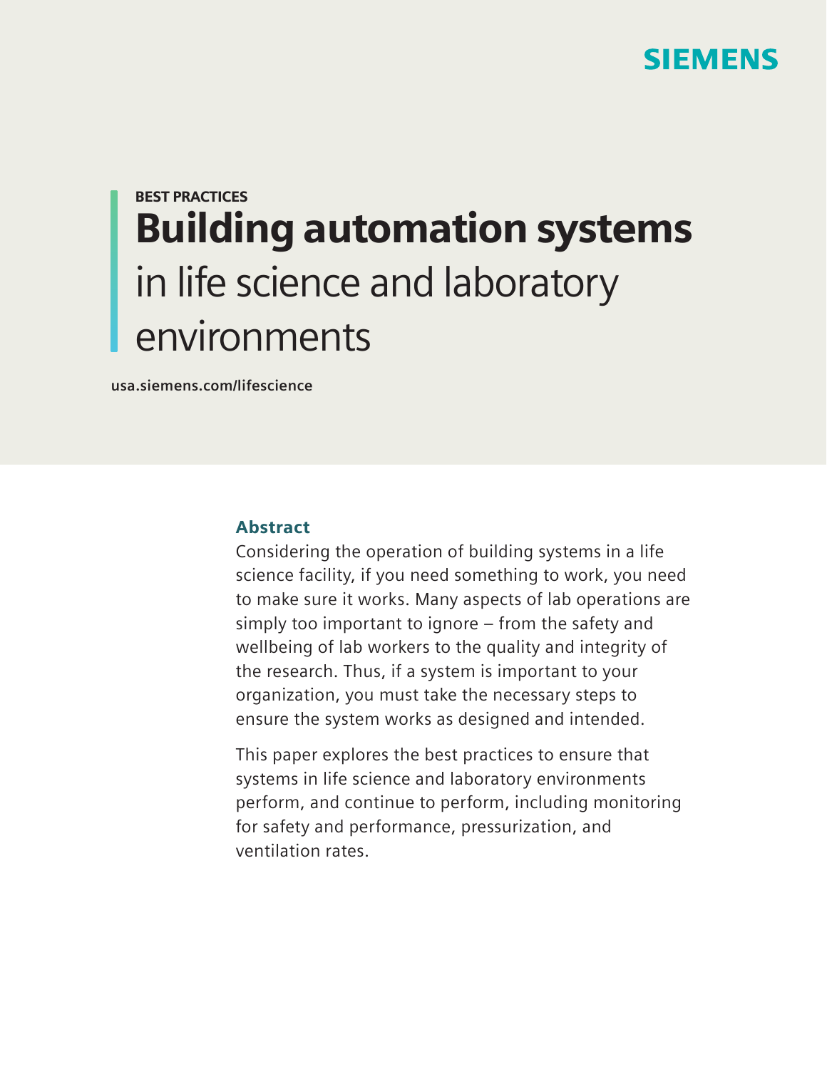SIEMENS

BEST PRACTICES

# Building automation systems in life science and laboratory environments

usa.siemens.com/lifescience

## Abstract

Considering the operation of building systems in a life science facility, if you need something to work, you need to make sure it works. Many aspects of lab operations are simply too important to ignore – from the safety and wellbeing of lab workers to the quality and integrity of the research. Thus, if a system is important to your organization, you must take the necessary steps to ensure the system works as designed and intended.

This paper explores the best practices to ensure that systems in life science and laboratory environments perform, and continue to perform, including monitoring for safety and performance, pressurization, and ventilation rates.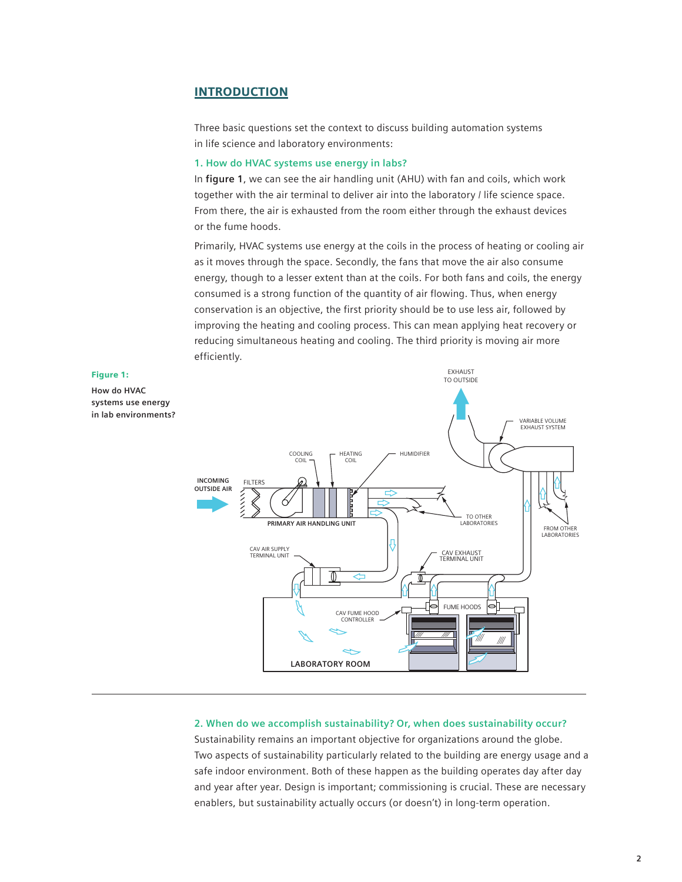## INTRODUCTION

Three basic questions set the context to discuss building automation systems in life science and laboratory environments:

### 1. How do HVAC systems use energy in labs?

In **figure 1**, we can see the air handling unit (AHU) with fan and coils, which work together with the air terminal to deliver air into the laboratory / life science space. From there, the air is exhausted from the room either through the exhaust devices or the fume hoods.

Primarily, HVAC systems use energy at the coils in the process of heating or cooling air as it moves through the space. Secondly, the fans that move the air also consume energy, though to a lesser extent than at the coils. For both fans and coils, the energy consumed is a strong function of the quantity of air flowing. Thus, when energy conservation is an objective, the first priority should be to use less air, followed by improving the heating and cooling process. This can mean applying heat recovery or reducing simultaneous heating and cooling. The third priority is moving air more efficiently.

**Figure 1:**

**How do HVAC systems use energy in lab environments?**

### 2. When do we accomplish sustainability? Or, when does sustainability occur?

Sustainability remains an important objective for organizations around the globe. Two aspects of sustainability particularly related to the building are energy usage and a safe indoor environment. Both of these happen as the building operates day after day and year after year. Design is important; commissioning is crucial. These are necessary enablers, but sustainability actually occurs (or doesn't) in long-term operation.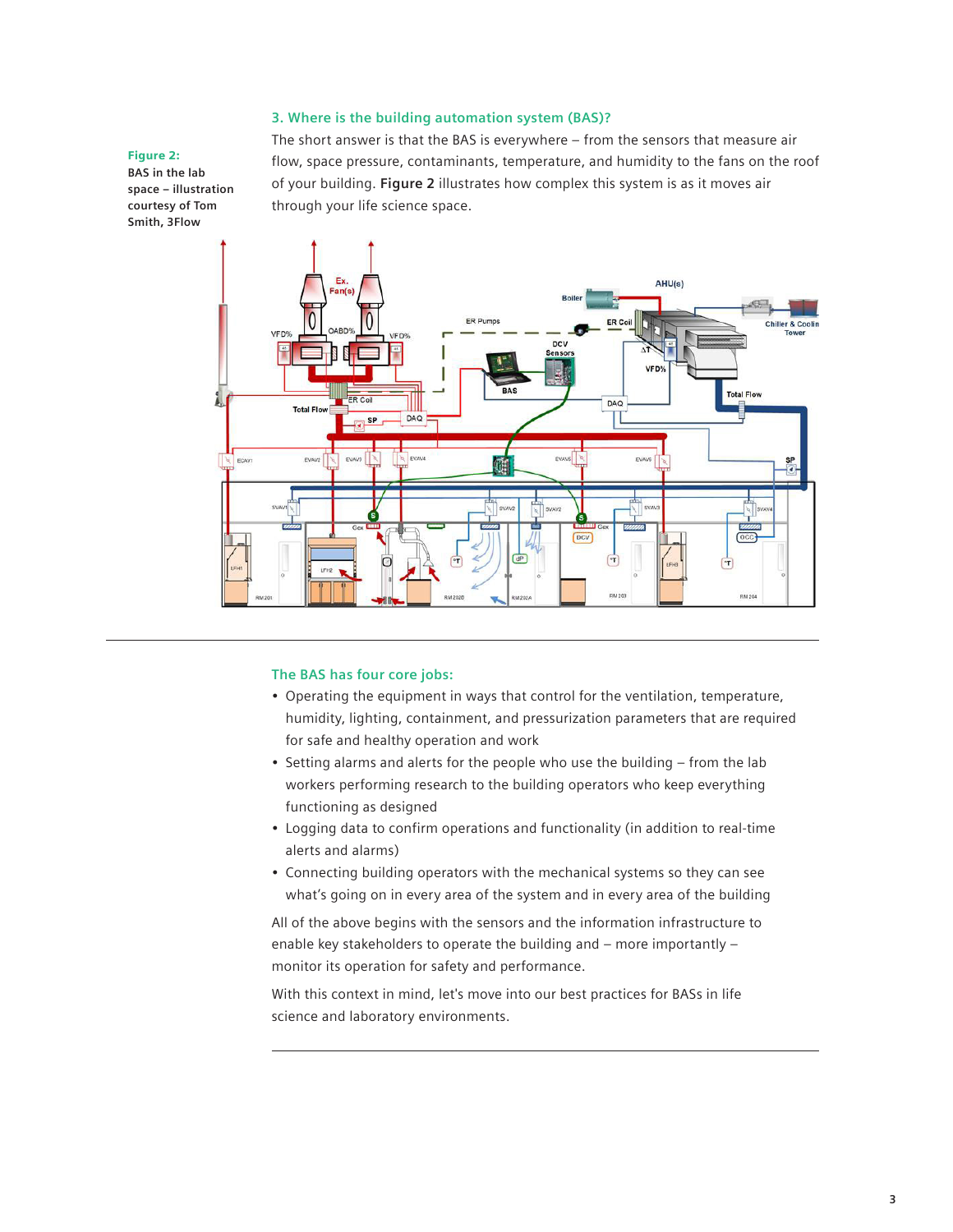### 3. Where is the building automation system (BAS)?

The short answer is that the BAS is everywhere – from the sensors that measure air flow, space pressure, contaminants, temperature, and humidity to the fans on the roof of your building. **Figure 2** illustrates how complex this system is as it moves air through your life science space.

**Figure 2:**
BAS in the lab space – illustration courtesy of Tom Smith, 3Flow

### The BAS has four core jobs:

- Operating the equipment in ways that control for the ventilation, temperature, humidity, lighting, containment, and pressurization parameters that are required for safe and healthy operation and work
- Setting alarms and alerts for the people who use the building – from the lab workers performing research to the building operators who keep everything functioning as designed
- Logging data to confirm operations and functionality (in addition to real-time alerts and alarms)
- Connecting building operators with the mechanical systems so they can see what's going on in every area of the system and in every area of the building

All of the above begins with the sensors and the information infrastructure to enable key stakeholders to operate the building and – more importantly – monitor its operation for safety and performance.

With this context in mind, let's move into our best practices for BASs in life science and laboratory environments.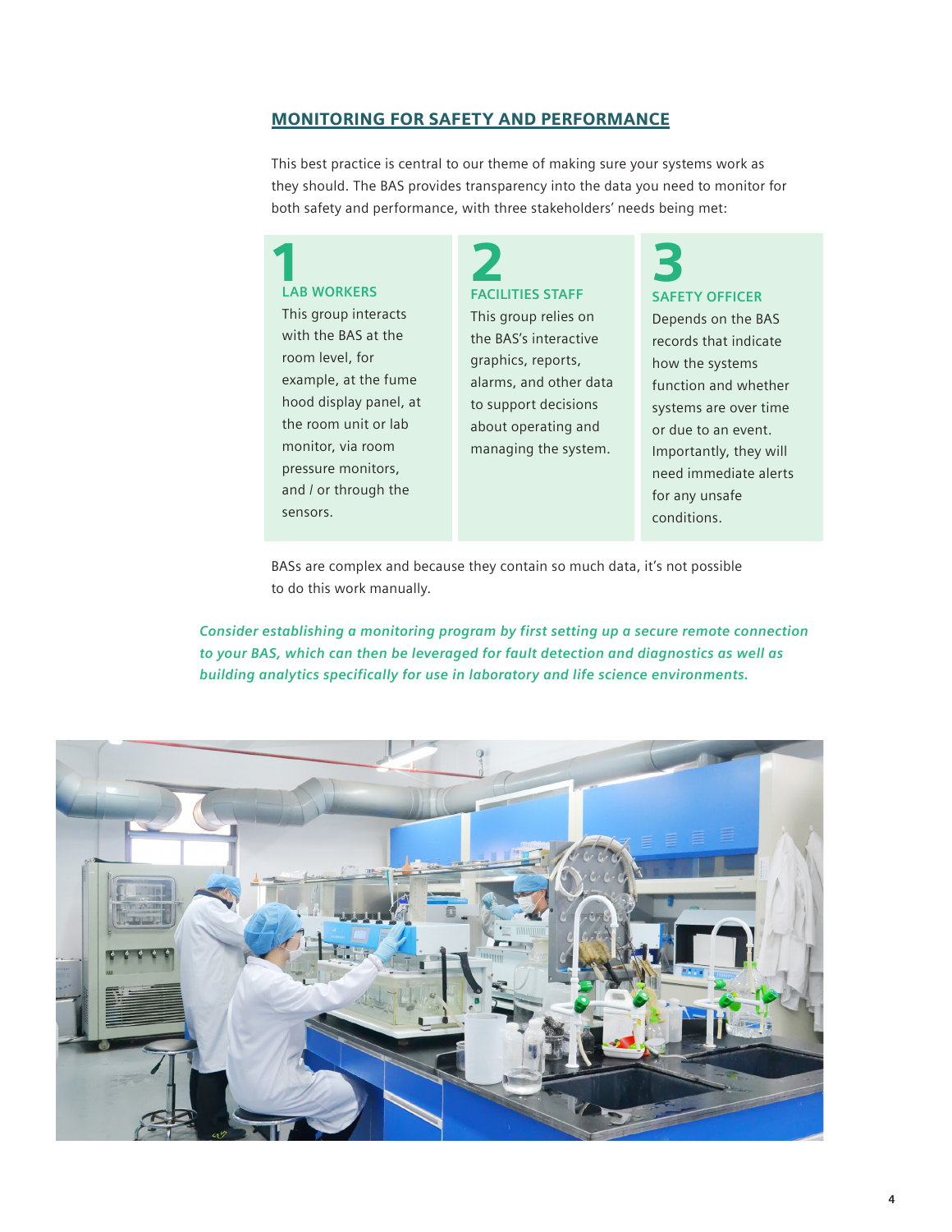## MONITORING FOR SAFETY AND PERFORMANCE

This best practice is central to our theme of making sure your systems work as they should. The BAS provides transparency into the data you need to monitor for both safety and performance, with three stakeholders' needs being met:

### 1
**LAB WORKERS**

This group interacts with the BAS at the room level, for example, at the fume hood display panel, at the room unit or lab monitor, via room pressure monitors, and / or through the sensors.

### 2
**FACILITIES STAFF**

This group relies on the BAS's interactive graphics, reports, alarms, and other data to support decisions about operating and managing the system.

### 3
**SAFETY OFFICER**

Depends on the BAS records that indicate how the systems function and whether systems are over time or due to an event. Importantly, they will need immediate alerts for any unsafe conditions.

BASs are complex and because they contain so much data, it's not possible to do this work manually.

***Consider establishing a monitoring program by first setting up a secure remote connection to your BAS, which can then be leveraged for fault detection and diagnostics as well as building analytics specifically for use in laboratory and life science environments.***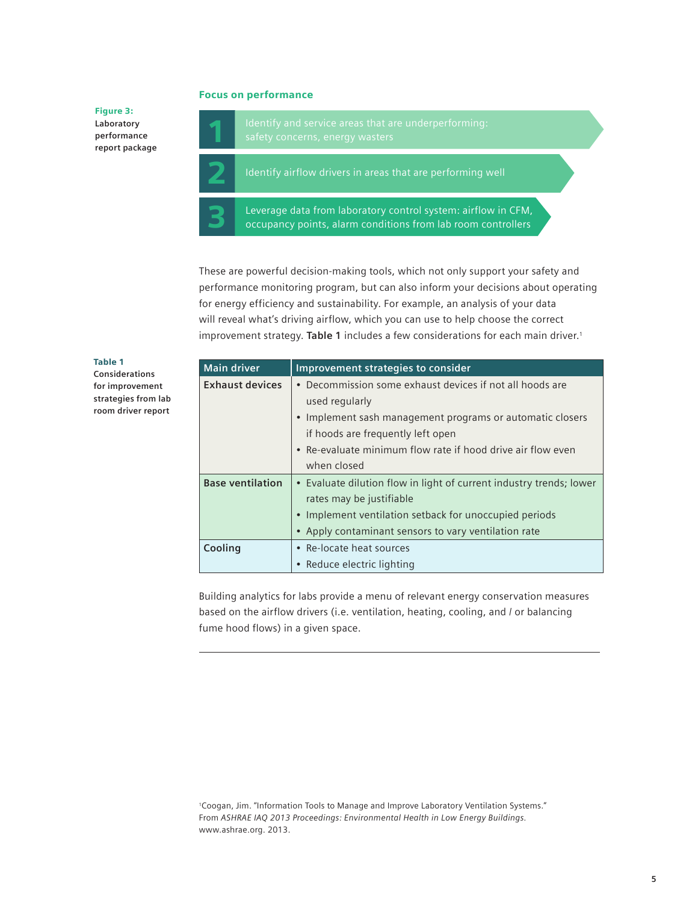**Figure 3:** Laboratory performance report package

## Focus on performance

1. Identify and service areas that are underperforming: safety concerns, energy wasters
2. Identify airflow drivers in areas that are performing well
3. Leverage data from laboratory control system: airflow in CFM, occupancy points, alarm conditions from lab room controllers

These are powerful decision-making tools, which not only support your safety and performance monitoring program, but can also inform your decisions about operating for energy efficiency and sustainability. For example, an analysis of your data will reveal what's driving airflow, which you can use to help choose the correct improvement strategy. **Table 1** includes a few considerations for each main driver.[1]

**Table 1** Considerations for improvement strategies from lab room driver report

| Main driver | Improvement strategies to consider |
|---|---|
| **Exhaust devices** | • Decommission some exhaust devices if not all hoods are used regularly<br>• Implement sash management programs or automatic closers if hoods are frequently left open<br>• Re-evaluate minimum flow rate if hood drive air flow even when closed |
| **Base ventilation** | • Evaluate dilution flow in light of current industry trends; lower rates may be justifiable<br>• Implement ventilation setback for unoccupied periods<br>• Apply contaminant sensors to vary ventilation rate |
| **Cooling** | • Re-locate heat sources<br>• Reduce electric lighting |

Building analytics for labs provide a menu of relevant energy conservation measures based on the airflow drivers (i.e. ventilation, heating, cooling, and / or balancing fume hood flows) in a given space.

---

[1] Coogan, Jim. "Information Tools to Manage and Improve Laboratory Ventilation Systems." From *ASHRAE IAQ 2013 Proceedings: Environmental Health in Low Energy Buildings*. www.ashrae.org. 2013.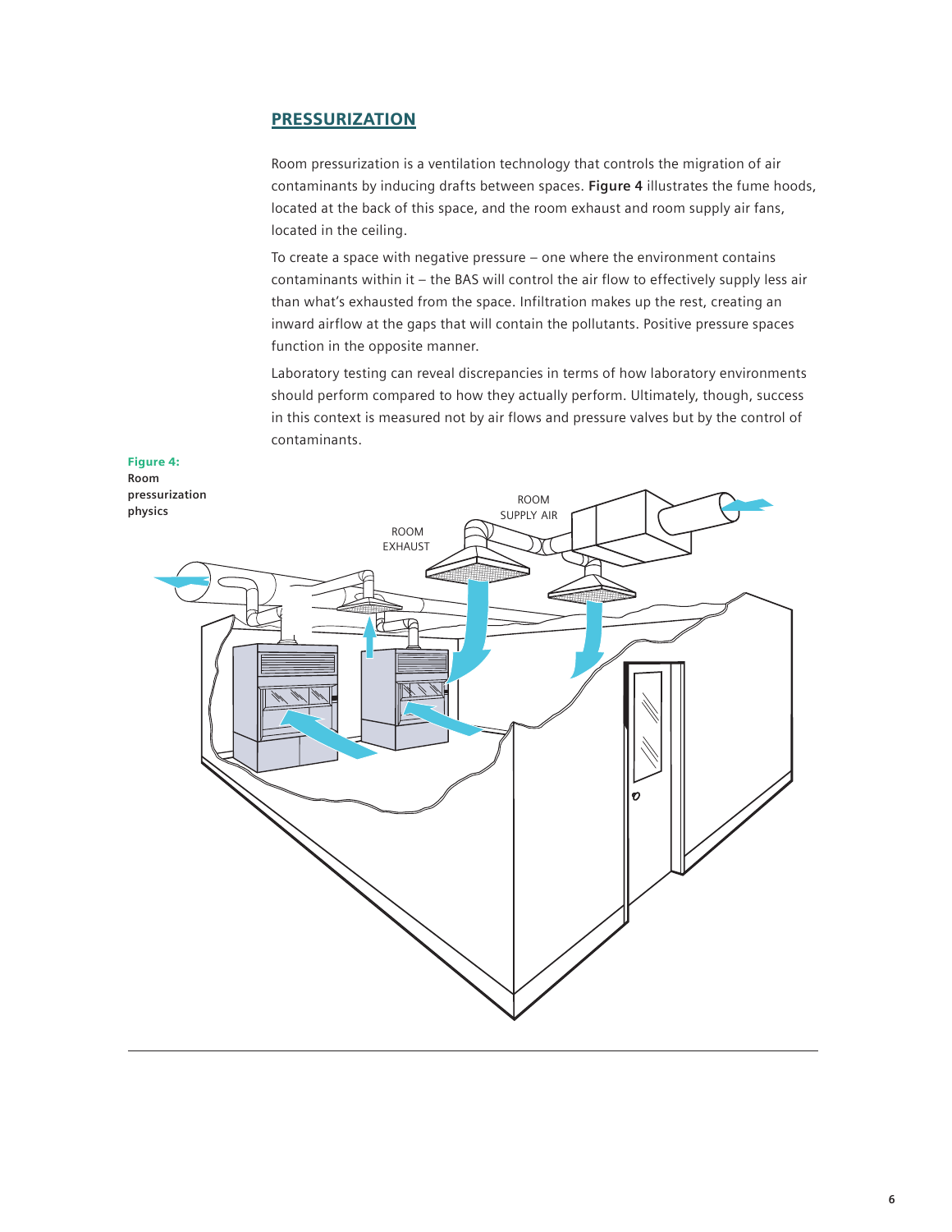## PRESSURIZATION

Room pressurization is a ventilation technology that controls the migration of air contaminants by inducing drafts between spaces. **Figure 4** illustrates the fume hoods, located at the back of this space, and the room exhaust and room supply air fans, located in the ceiling.

To create a space with negative pressure – one where the environment contains contaminants within it – the BAS will control the air flow to effectively supply less air than what's exhausted from the space. Infiltration makes up the rest, creating an inward airflow at the gaps that will contain the pollutants. Positive pressure spaces function in the opposite manner.

Laboratory testing can reveal discrepancies in terms of how laboratory environments should perform compared to how they actually perform. Ultimately, though, success in this context is measured not by air flows and pressure valves but by the control of contaminants.

**Figure 4:** **Room pressurization physics**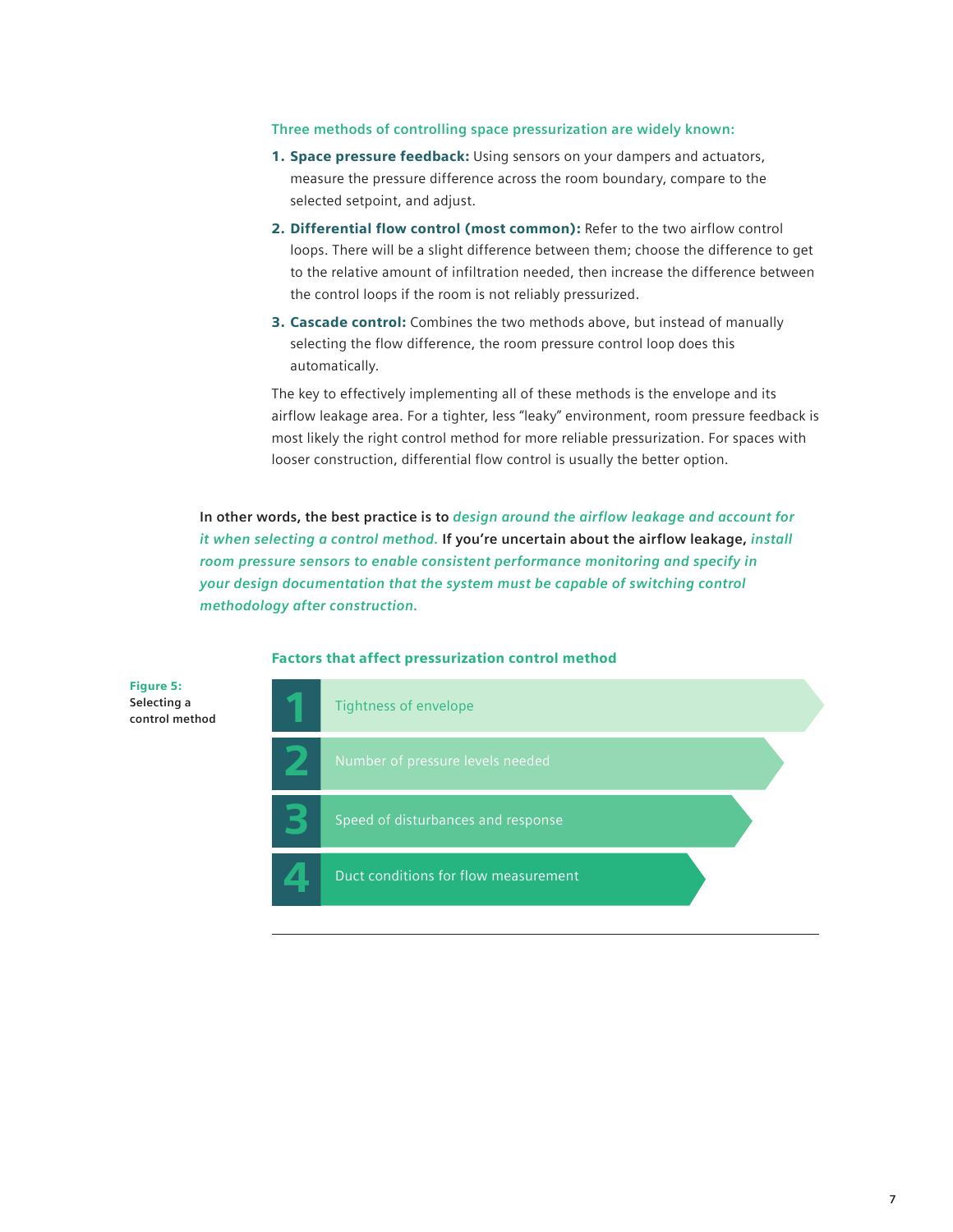**Three methods of controlling space pressurization are widely known:**

1. **Space pressure feedback:** Using sensors on your dampers and actuators, measure the pressure difference across the room boundary, compare to the selected setpoint, and adjust.
2. **Differential flow control (most common):** Refer to the two airflow control loops. There will be a slight difference between them; choose the difference to get to the relative amount of infiltration needed, then increase the difference between the control loops if the room is not reliably pressurized.
3. **Cascade control:** Combines the two methods above, but instead of manually selecting the flow difference, the room pressure control loop does this automatically.

The key to effectively implementing all of these methods is the envelope and its airflow leakage area. For a tighter, less "leaky" environment, room pressure feedback is most likely the right control method for more reliable pressurization. For spaces with looser construction, differential flow control is usually the better option.

**In other words, the best practice is to *design around the airflow leakage and account for it when selecting a control method.* If you're uncertain about the airflow leakage, *install room pressure sensors to enable consistent performance monitoring and specify in your design documentation that the system must be capable of switching control methodology after construction.***

**Factors that affect pressurization control method**

1. Tightness of envelope
2. Number of pressure levels needed
3. Speed of disturbances and response
4. Duct conditions for flow measurement

**Figure 5:** Selecting a control method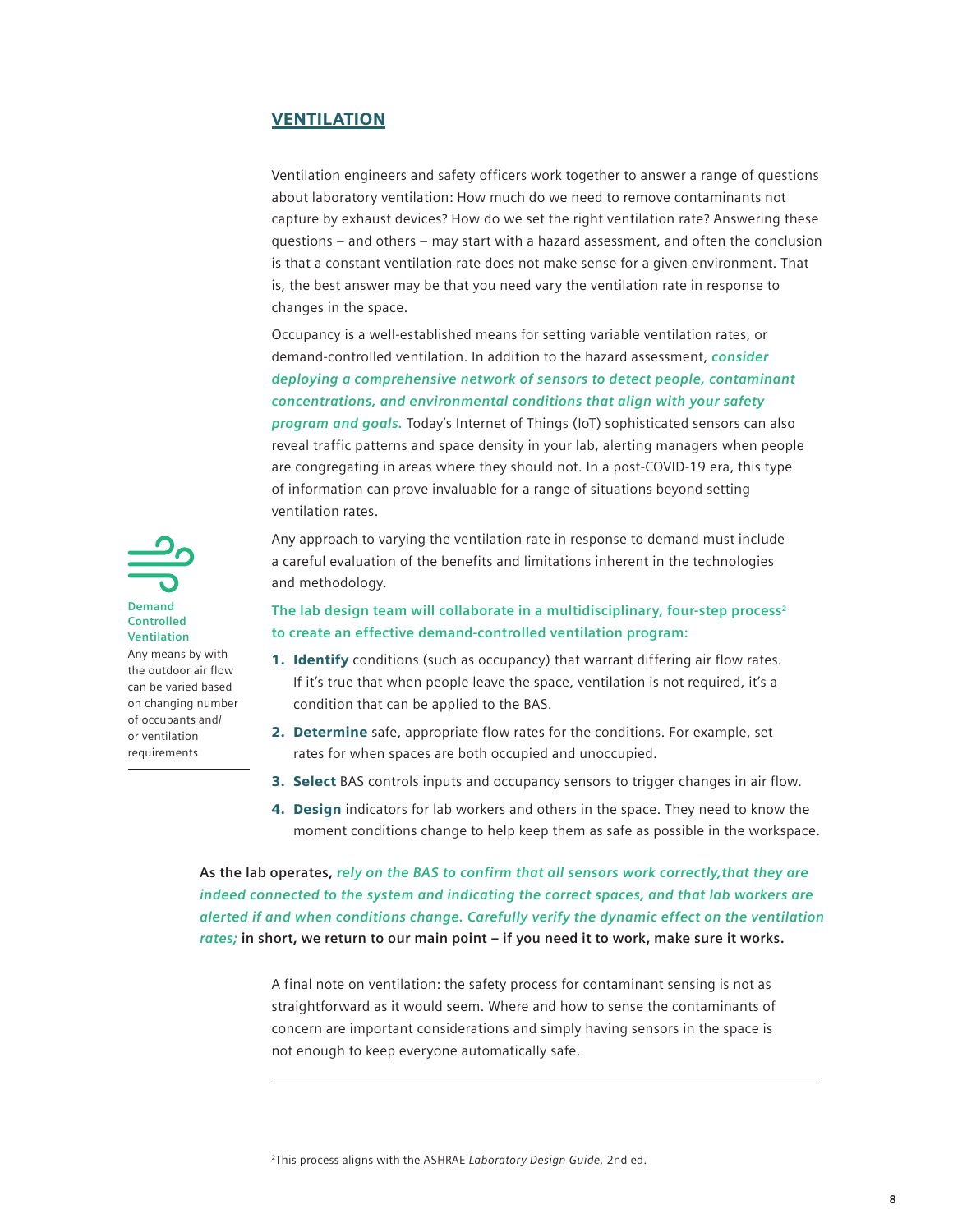## VENTILATION

Ventilation engineers and safety officers work together to answer a range of questions about laboratory ventilation: How much do we need to remove contaminants not capture by exhaust devices? How do we set the right ventilation rate? Answering these questions – and others – may start with a hazard assessment, and often the conclusion is that a constant ventilation rate does not make sense for a given environment. That is, the best answer may be that you need vary the ventilation rate in response to changes in the space.

Occupancy is a well-established means for setting variable ventilation rates, or demand-controlled ventilation. In addition to the hazard assessment, ***consider deploying a comprehensive network of sensors to detect people, contaminant concentrations, and environmental conditions that align with your safety program and goals.*** Today's Internet of Things (IoT) sophisticated sensors can also reveal traffic patterns and space density in your lab, alerting managers when people are congregating in areas where they should not. In a post-COVID-19 era, this type of information can prove invaluable for a range of situations beyond setting ventilation rates.

**Demand Controlled Ventilation**

Any means by with the outdoor air flow can be varied based on changing number of occupants and/or ventilation requirements

Any approach to varying the ventilation rate in response to demand must include a careful evaluation of the benefits and limitations inherent in the technologies and methodology.

**The lab design team will collaborate in a multidisciplinary, four-step process[2] to create an effective demand-controlled ventilation program:**

1. **Identify** conditions (such as occupancy) that warrant differing air flow rates. If it's true that when people leave the space, ventilation is not required, it's a condition that can be applied to the BAS.
2. **Determine** safe, appropriate flow rates for the conditions. For example, set rates for when spaces are both occupied and unoccupied.
3. **Select** BAS controls inputs and occupancy sensors to trigger changes in air flow.
4. **Design** indicators for lab workers and others in the space. They need to know the moment conditions change to help keep them as safe as possible in the workspace.

**As the lab operates,** ***rely on the BAS to confirm that all sensors work correctly,that they are indeed connected to the system and indicating the correct spaces, and that lab workers are alerted if and when conditions change. Carefully verify the dynamic effect on the ventilation rates;*** **in short, we return to our main point – if you need it to work, make sure it works.**

A final note on ventilation: the safety process for contaminant sensing is not as straightforward as it would seem. Where and how to sense the contaminants of concern are important considerations and simply having sensors in the space is not enough to keep everyone automatically safe.

---

[2]This process aligns with the ASHRAE *Laboratory Design Guide,* 2nd ed.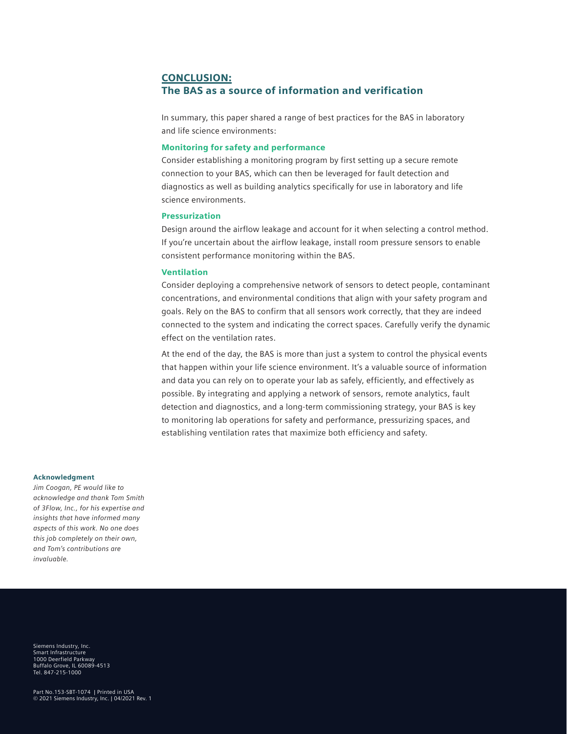## CONCLUSION:
## The BAS as a source of information and verification

In summary, this paper shared a range of best practices for the BAS in laboratory and life science environments:

### Monitoring for safety and performance

Consider establishing a monitoring program by first setting up a secure remote connection to your BAS, which can then be leveraged for fault detection and diagnostics as well as building analytics specifically for use in laboratory and life science environments.

### Pressurization

Design around the airflow leakage and account for it when selecting a control method. If you're uncertain about the airflow leakage, install room pressure sensors to enable consistent performance monitoring within the BAS.

### Ventilation

Consider deploying a comprehensive network of sensors to detect people, contaminant concentrations, and environmental conditions that align with your safety program and goals. Rely on the BAS to confirm that all sensors work correctly, that they are indeed connected to the system and indicating the correct spaces. Carefully verify the dynamic effect on the ventilation rates.

At the end of the day, the BAS is more than just a system to control the physical events that happen within your life science environment. It's a valuable source of information and data you can rely on to operate your lab as safely, efficiently, and effectively as possible. By integrating and applying a network of sensors, remote analytics, fault detection and diagnostics, and a long-term commissioning strategy, your BAS is key to monitoring lab operations for safety and performance, pressurizing spaces, and establishing ventilation rates that maximize both efficiency and safety.

**Acknowledgment**

*Jim Coogan, PE would like to acknowledge and thank Tom Smith of 3Flow, Inc., for his expertise and insights that have informed many aspects of this work. No one does this job completely on their own, and Tom's contributions are invaluable.*

Siemens Industry, Inc.
Smart Infrastructure
1000 Deerfield Parkway
Buffalo Grove, IL 60089-4513
Tel. 847-215-1000

Part No.153-SBT-1074 | Printed in USA
© 2021 Siemens Industry, Inc. | 04/2021 Rev. 1